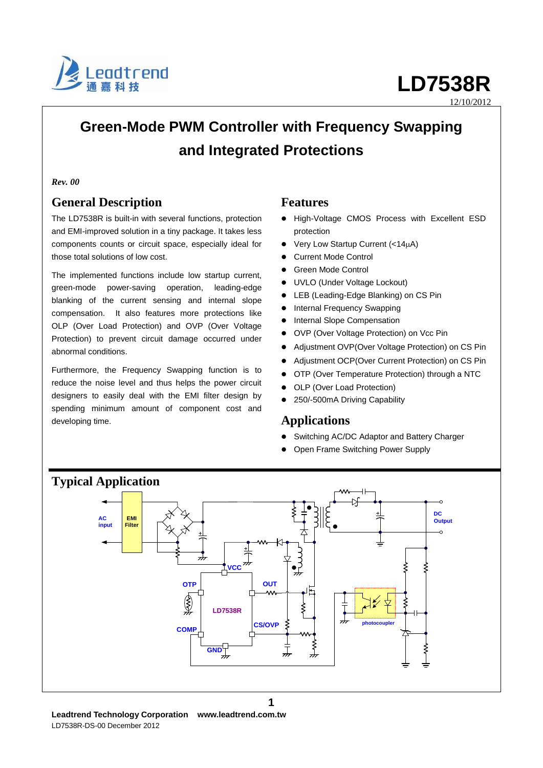LD7538R

12/10/2012

# Green-Mode PWM Controller with Frequency Swapping and Integrated Protections

*Rev. 00*

## General Description

The LD7538R is built-in with several functions, protection and EMI-improved solution in a tiny package. It takes less components counts or circuit space, especially ideal for those total solutions of low cost.

The implemented functions include low startup current, green-mode power-saving operation, leading-edge blanking of the current sensing and internal slope compensation. It also features more protections like OLP (Over Load Protection) and OVP (Over Voltage Protection) to prevent circuit damage occurred under abnormal conditions.

Furthermore, the Frequency Swapping function is to reduce the noise level and thus helps the power circuit designers to easily deal with the EMI filter design by spending minimum amount of component cost and developing time.

## Features

- High-Voltage CMOS Process with Excellent ESD protection
- Very Low Startup Current (<14μA)
- Current Mode Control
- Green Mode Control
- UVLO (Under Voltage Lockout)
- LEB (Leading-Edge Blanking) on CS Pin
- Internal Frequency Swapping
- Internal Slope Compensation
- OVP (Over Voltage Protection) on Vcc Pin
- Adjustment OVP(Over Voltage Protection) on CS Pin
- Adjustment OCP(Over Current Protection) on CS Pin
- OTP (Over Temperature Protection) through a NTC
- OLP (Over Load Protection)
- 250/-500mA Driving Capability

## Applications

- Switching AC/DC Adaptor and Battery Charger
- Open Frame Switching Power Supply

## Typical Application

AC input, EMI Filter, VCC, OTP, OUT, LD7538R, CS/OVP, COMP, GND, photocoupler, DC Output

**Leadtrend Technology Corporation www.leadtrend.com.tw**
LD7538R-DS-00 December 2012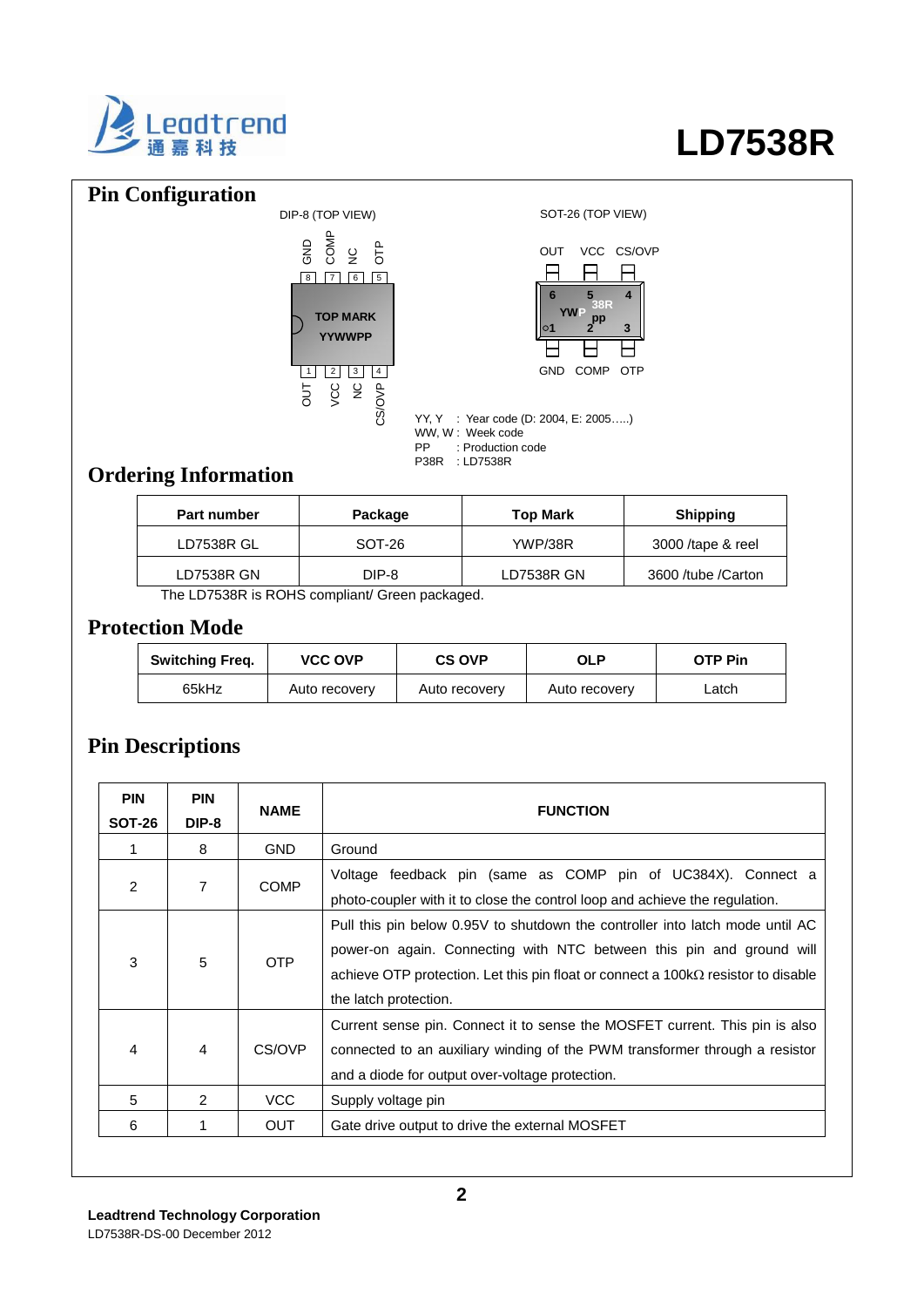## Pin Configuration

DIP-8 (TOP VIEW)

GND COMP NC OTP
8 7 6 5
TOP MARK
YYWWPP
1 2 3 4
OUT VCC NC CS/OVP

SOT-26 (TOP VIEW)

OUT VCC CS/OVP
6 5 4
YWP 38R pp
1 2 3
GND COMP OTP

YY, Y : Year code (D: 2004, E: 2005…..)
WW, W : Week code
PP : Production code
P38R : LD7538R

## Ordering Information

| Part number | Package | Top Mark | Shipping |
|---|---|---|---|
| LD7538R GL | SOT-26 | YWP/38R | 3000 /tape & reel |
| LD7538R GN | DIP-8 | LD7538R GN | 3600 /tube /Carton |

The LD7538R is ROHS compliant/ Green packaged.

## Protection Mode

| Switching Freq. | VCC OVP | CS OVP | OLP | OTP Pin |
|---|---|---|---|---|
| 65kHz | Auto recovery | Auto recovery | Auto recovery | Latch |

## Pin Descriptions

| PIN SOT-26 | PIN DIP-8 | NAME | FUNCTION |
|---|---|---|---|
| 1 | 8 | GND | Ground |
| 2 | 7 | COMP | Voltage feedback pin (same as COMP pin of UC384X). Connect a photo-coupler with it to close the control loop and achieve the regulation. |
| 3 | 5 | OTP | Pull this pin below 0.95V to shutdown the controller into latch mode until AC power-on again. Connecting with NTC between this pin and ground will achieve OTP protection. Let this pin float or connect a 100kΩ resistor to disable the latch protection. |
| 4 | 4 | CS/OVP | Current sense pin. Connect it to sense the MOSFET current. This pin is also connected to an auxiliary winding of the PWM transformer through a resistor and a diode for output over-voltage protection. |
| 5 | 2 | VCC | Supply voltage pin |
| 6 | 1 | OUT | Gate drive output to drive the external MOSFET |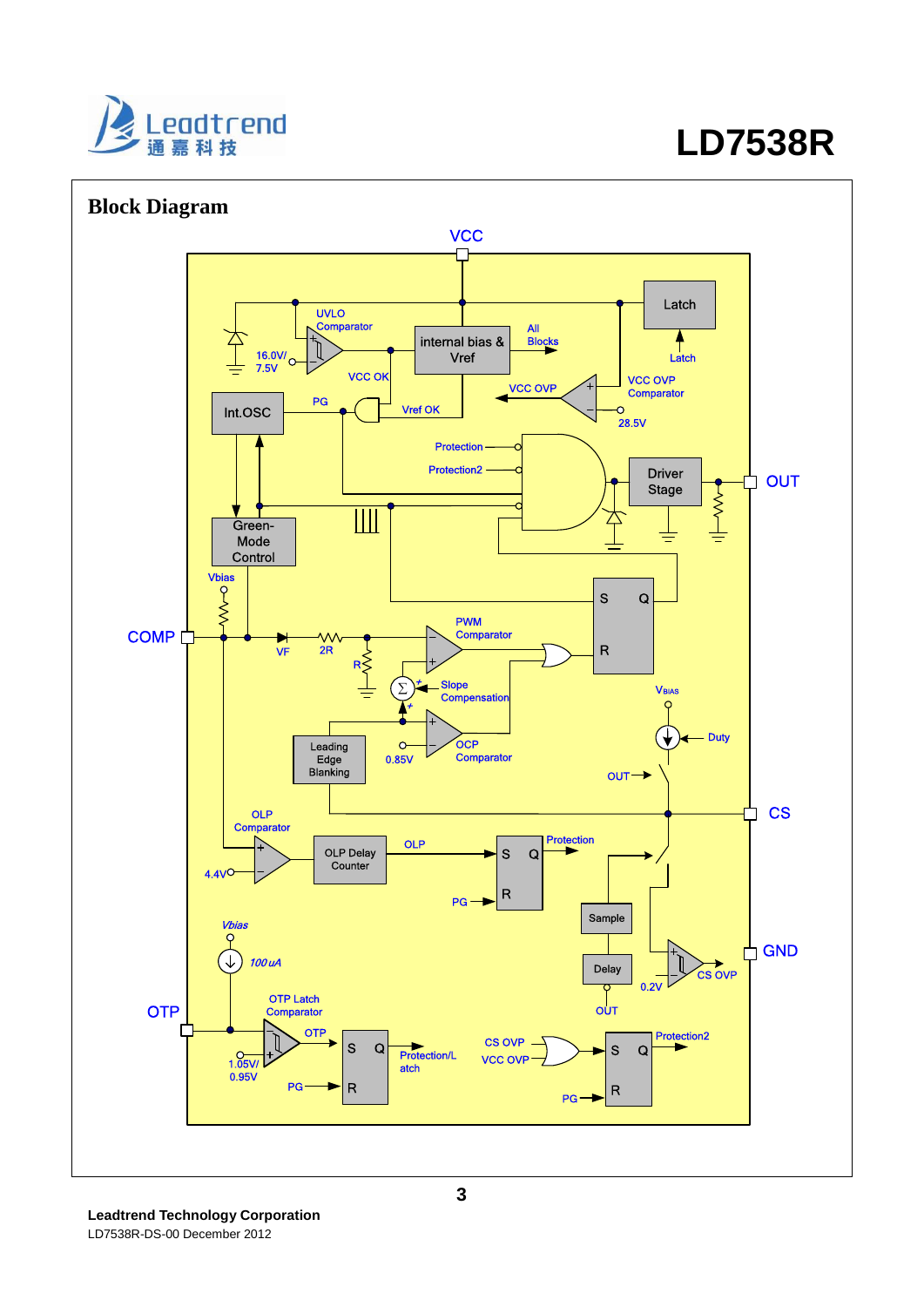## Block Diagram

VCC

UVLO Comparator

16.0V/ 7.5V

internal bias & Vref

All Blocks

Latch

Latch

VCC OK

VCC OVP Comparator

VCC OVP

28.5V

Int.OSC

PG

Vref OK

Protection

Protection2

Driver Stage

OUT

Green-Mode Control

Vbias

S Q

R

COMP

VF

2R

R

PWM Comparator

Slope Compensation

VBIAS

Duty

Leading Edge Blanking

0.85V

OCP Comparator

OUT

CS

OLP Comparator

4.4V

OLP Delay Counter

OLP

S Q

R

PG

Protection

Sample

Delay

OUT

0.2V

CS OVP

GND

Vbias

100uA

OTP

OTP Latch Comparator

1.05V/ 0.95V

OTP

S Q

R

PG

Protection/Latch

CS OVP

VCC OVP

S Q

R

PG

Protection2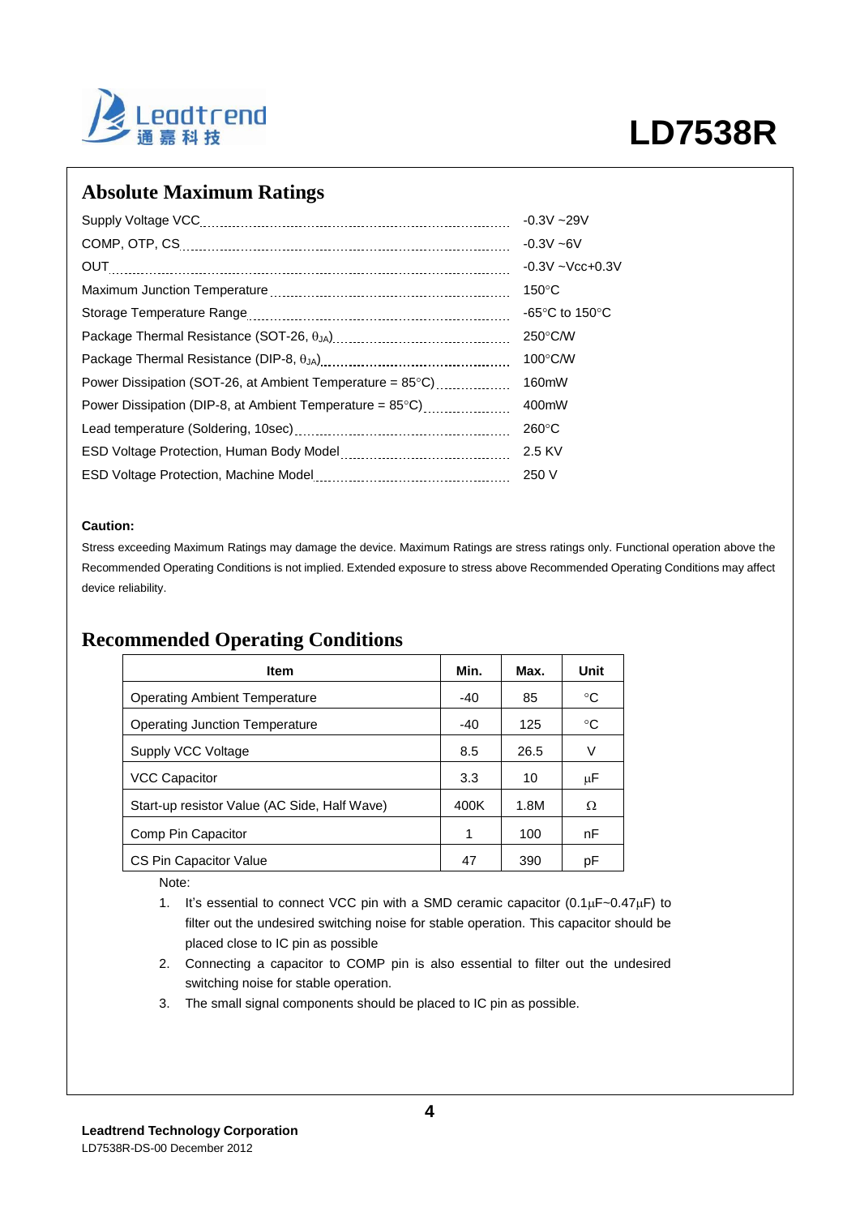## Absolute Maximum Ratings

| Parameter | Rating |
|---|---|
| Supply Voltage VCC | -0.3V ~29V |
| COMP, OTP, CS | -0.3V ~6V |
| OUT | -0.3V ~Vcc+0.3V |
| Maximum Junction Temperature | 150°C |
| Storage Temperature Range | -65°C to 150°C |
| Package Thermal Resistance (SOT-26, $\theta_{JA}$) | 250°C/W |
| Package Thermal Resistance (DIP-8, $\theta_{JA}$) | 100°C/W |
| Power Dissipation (SOT-26, at Ambient Temperature = 85°C) | 160mW |
| Power Dissipation (DIP-8, at Ambient Temperature = 85°C) | 400mW |
| Lead temperature (Soldering, 10sec) | 260°C |
| ESD Voltage Protection, Human Body Model | 2.5 KV |
| ESD Voltage Protection, Machine Model | 250 V |

**Caution:**

Stress exceeding Maximum Ratings may damage the device. Maximum Ratings are stress ratings only. Functional operation above the Recommended Operating Conditions is not implied. Extended exposure to stress above Recommended Operating Conditions may affect device reliability.

## Recommended Operating Conditions

| Item | Min. | Max. | Unit |
|---|---|---|---|
| Operating Ambient Temperature | -40 | 85 | °C |
| Operating Junction Temperature | -40 | 125 | °C |
| Supply VCC Voltage | 8.5 | 26.5 | V |
| VCC Capacitor | 3.3 | 10 | μF |
| Start-up resistor Value (AC Side, Half Wave) | 400K | 1.8M | Ω |
| Comp Pin Capacitor | 1 | 100 | nF |
| CS Pin Capacitor Value | 47 | 390 | pF |

Note:

1. It's essential to connect VCC pin with a SMD ceramic capacitor (0.1μF~0.47μF) to filter out the undesired switching noise for stable operation. This capacitor should be placed close to IC pin as possible
2. Connecting a capacitor to COMP pin is also essential to filter out the undesired switching noise for stable operation.
3. The small signal components should be placed to IC pin as possible.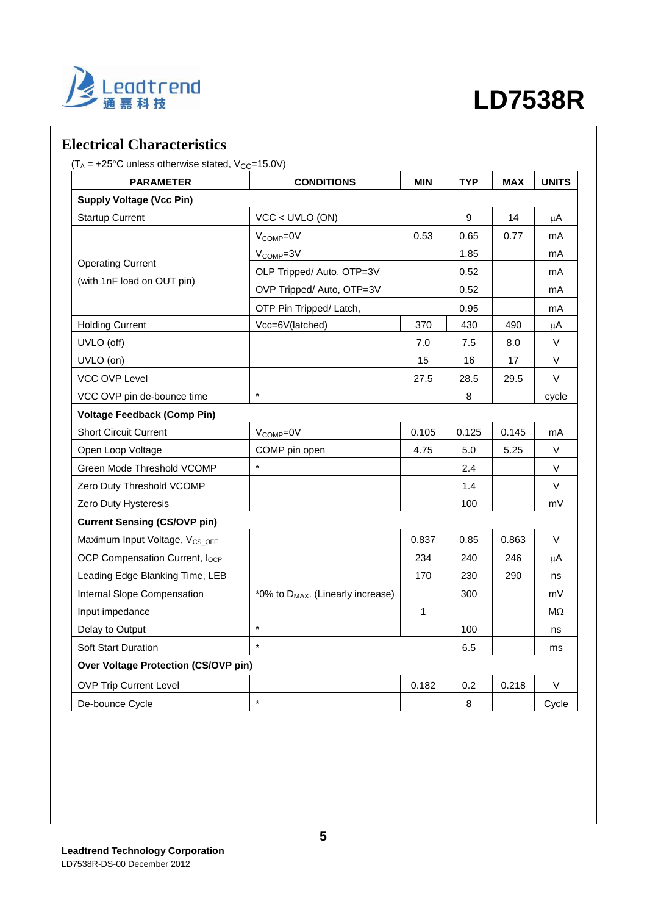## Electrical Characteristics

($T_A$ = +25°C unless otherwise stated, $V_{CC}$=15.0V)

| PARAMETER | CONDITIONS | MIN | TYP | MAX | UNITS |
|---|---|---|---|---|---|
| **Supply Voltage (Vcc Pin)** | | | | | |
| Startup Current | VCC < UVLO (ON) | | 9 | 14 | μA |
| Operating Current (with 1nF load on OUT pin) | $V_{COMP}$=0V | 0.53 | 0.65 | 0.77 | mA |
| | $V_{COMP}$=3V | | 1.85 | | mA |
| | OLP Tripped/ Auto, OTP=3V | | 0.52 | | mA |
| | OVP Tripped/ Auto, OTP=3V | | 0.52 | | mA |
| | OTP Pin Tripped/ Latch, | | 0.95 | | mA |
| Holding Current | Vcc=6V(latched) | 370 | 430 | 490 | μA |
| UVLO (off) | | 7.0 | 7.5 | 8.0 | V |
| UVLO (on) | | 15 | 16 | 17 | V |
| VCC OVP Level | | 27.5 | 28.5 | 29.5 | V |
| VCC OVP pin de-bounce time | * | | 8 | | cycle |
| **Voltage Feedback (Comp Pin)** | | | | | |
| Short Circuit Current | $V_{COMP}$=0V | 0.105 | 0.125 | 0.145 | mA |
| Open Loop Voltage | COMP pin open | 4.75 | 5.0 | 5.25 | V |
| Green Mode Threshold VCOMP | * | | 2.4 | | V |
| Zero Duty Threshold VCOMP | | | 1.4 | | V |
| Zero Duty Hysteresis | | | 100 | | mV |
| **Current Sensing (CS/OVP pin)** | | | | | |
| Maximum Input Voltage, $V_{CS\_OFF}$ | | 0.837 | 0.85 | 0.863 | V |
| OCP Compensation Current, $I_{OCP}$ | | 234 | 240 | 246 | μA |
| Leading Edge Blanking Time, LEB | | 170 | 230 | 290 | ns |
| Internal Slope Compensation | *0% to $D_{MAX}$. (Linearly increase) | | 300 | | mV |
| Input impedance | | 1 | | | MΩ |
| Delay to Output | * | | 100 | | ns |
| Soft Start Duration | * | | 6.5 | | ms |
| **Over Voltage Protection (CS/OVP pin)** | | | | | |
| OVP Trip Current Level | | 0.182 | 0.2 | 0.218 | V |
| De-bounce Cycle | * | | 8 | | Cycle |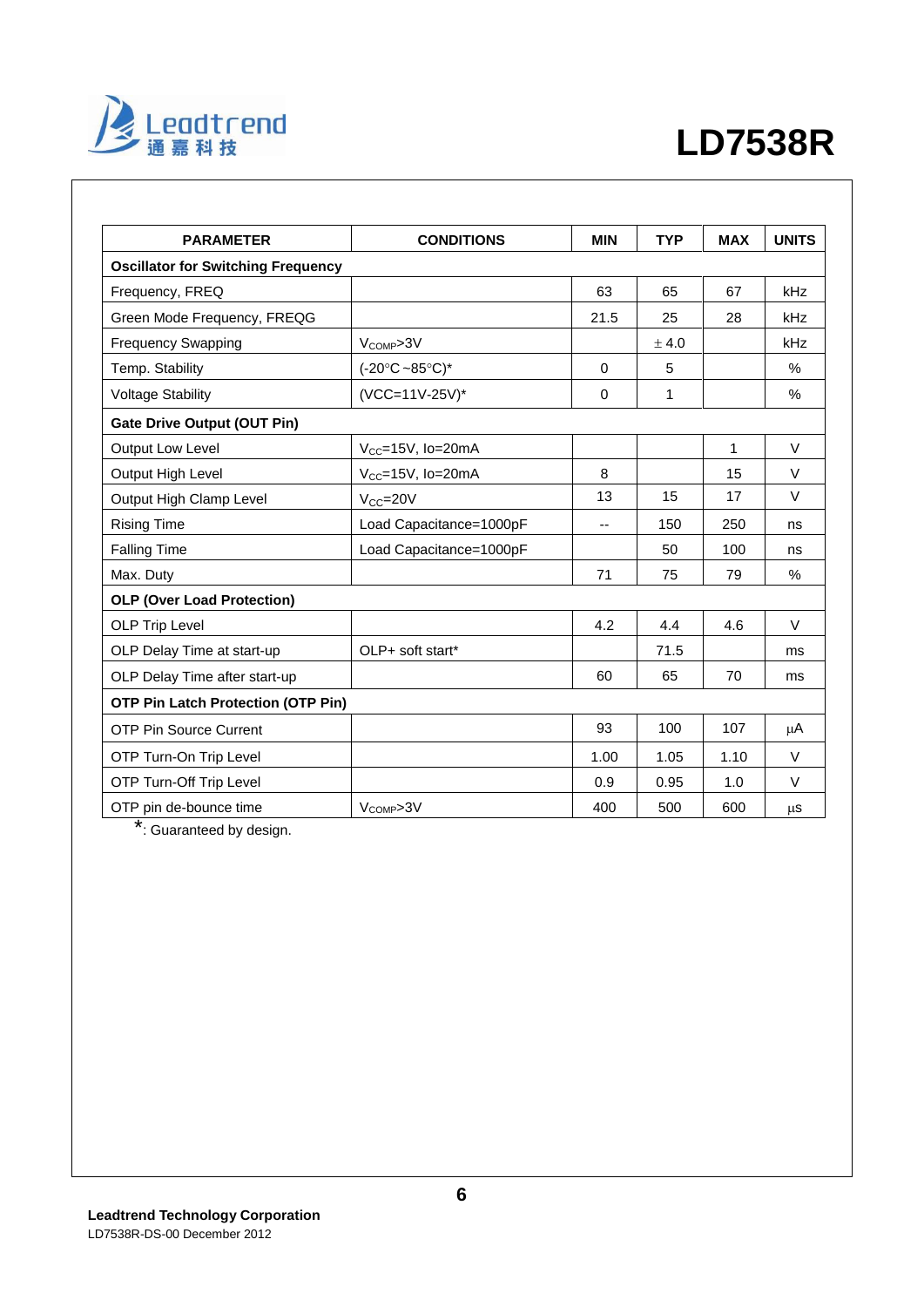| PARAMETER | CONDITIONS | MIN | TYP | MAX | UNITS |
|---|---|---|---|---|---|
| **Oscillator for Switching Frequency** | | | | | |
| Frequency, FREQ | | 63 | 65 | 67 | kHz |
| Green Mode Frequency, FREQG | | 21.5 | 25 | 28 | kHz |
| Frequency Swapping | $V_{COMP}$>3V | | ±4.0 | | kHz |
| Temp. Stability | (-20°C ~85°C)* | 0 | 5 | | % |
| Voltage Stability | (VCC=11V-25V)* | 0 | 1 | | % |
| **Gate Drive Output (OUT Pin)** | | | | | |
| Output Low Level | $V_{CC}$=15V, Io=20mA | | | 1 | V |
| Output High Level | $V_{CC}$=15V, Io=20mA | 8 | | 15 | V |
| Output High Clamp Level | $V_{CC}$=20V | 13 | 15 | 17 | V |
| Rising Time | Load Capacitance=1000pF | -- | 150 | 250 | ns |
| Falling Time | Load Capacitance=1000pF | | 50 | 100 | ns |
| Max. Duty | | 71 | 75 | 79 | % |
| **OLP (Over Load Protection)** | | | | | |
| OLP Trip Level | | 4.2 | 4.4 | 4.6 | V |
| OLP Delay Time at start-up | OLP+ soft start* | | 71.5 | | ms |
| OLP Delay Time after start-up | | 60 | 65 | 70 | ms |
| **OTP Pin Latch Protection (OTP Pin)** | | | | | |
| OTP Pin Source Current | | 93 | 100 | 107 | μA |
| OTP Turn-On Trip Level | | 1.00 | 1.05 | 1.10 | V |
| OTP Turn-Off Trip Level | | 0.9 | 0.95 | 1.0 | V |
| OTP pin de-bounce time | $V_{COMP}$>3V | 400 | 500 | 600 | μs |

*: Guaranteed by design.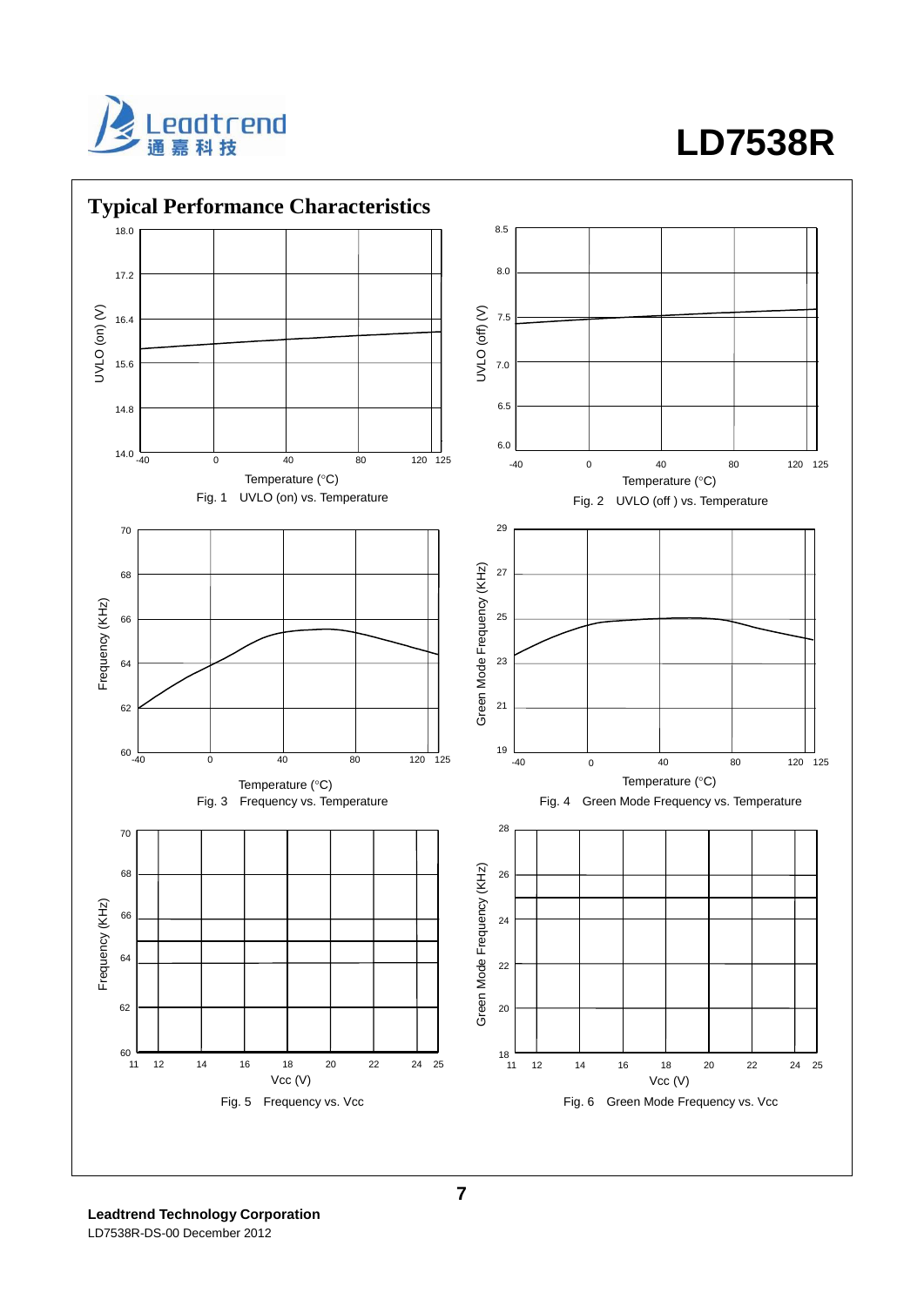## Typical Performance Characteristics

Fig. 1 UVLO (on) vs. Temperature

Fig. 2 UVLO (off ) vs. Temperature

Fig. 3 Frequency vs. Temperature

Fig. 4 Green Mode Frequency vs. Temperature

Fig. 5 Frequency vs. Vcc

Fig. 6 Green Mode Frequency vs. Vcc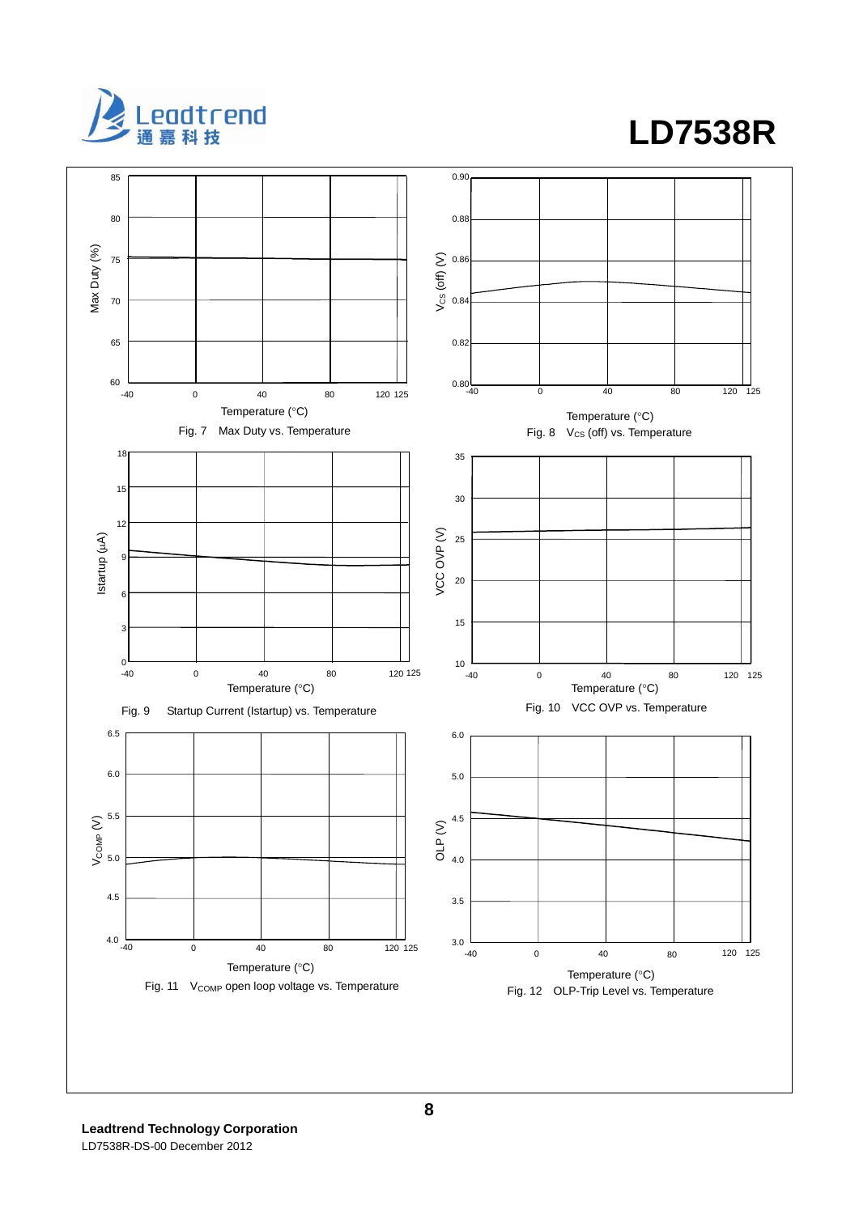Fig. 7 Max Duty vs. Temperature

Fig. 8 $V_{CS}$ (off) vs. Temperature

Fig. 9 Startup Current (Istartup) vs. Temperature

Fig. 10 VCC OVP vs. Temperature

Fig. 11 $V_{COMP}$ open loop voltage vs. Temperature

Fig. 12 OLP-Trip Level vs. Temperature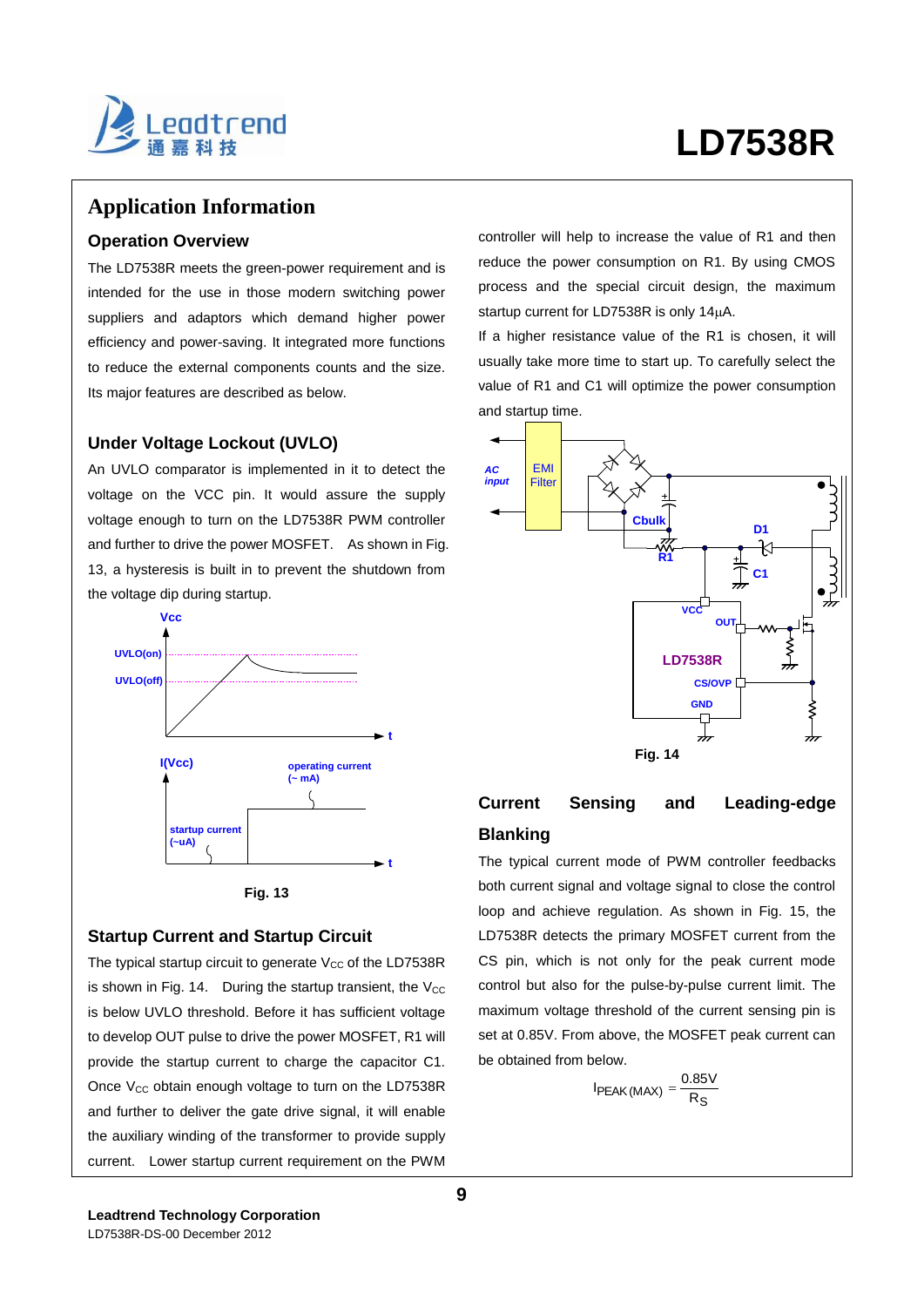# Application Information

## Operation Overview

The LD7538R meets the green-power requirement and is intended for the use in those modern switching power suppliers and adaptors which demand higher power efficiency and power-saving. It integrated more functions to reduce the external components counts and the size. Its major features are described as below.

## Under Voltage Lockout (UVLO)

An UVLO comparator is implemented in it to detect the voltage on the VCC pin. It would assure the supply voltage enough to turn on the LD7538R PWM controller and further to drive the power MOSFET. As shown in Fig. 13, a hysteresis is built in to prevent the shutdown from the voltage dip during startup.

Fig. 13

## Startup Current and Startup Circuit

The typical startup circuit to generate $V_{CC}$ of the LD7538R is shown in Fig. 14. During the startup transient, the $V_{CC}$ is below UVLO threshold. Before it has sufficient voltage to develop OUT pulse to drive the power MOSFET, R1 will provide the startup current to charge the capacitor C1. Once $V_{CC}$ obtain enough voltage to turn on the LD7538R and further to deliver the gate drive signal, it will enable the auxiliary winding of the transformer to provide supply current. Lower startup current requirement on the PWM controller will help to increase the value of R1 and then reduce the power consumption on R1. By using CMOS process and the special circuit design, the maximum startup current for LD7538R is only 14μA.

If a higher resistance value of the R1 is chosen, it will usually take more time to start up. To carefully select the value of R1 and C1 will optimize the power consumption and startup time.

Fig. 14

## Current Sensing and Leading-edge Blanking

The typical current mode of PWM controller feedbacks both current signal and voltage signal to close the control loop and achieve regulation. As shown in Fig. 15, the LD7538R detects the primary MOSFET current from the CS pin, which is not only for the peak current mode control but also for the pulse-by-pulse current limit. The maximum voltage threshold of the current sensing pin is set at 0.85V. From above, the MOSFET peak current can be obtained from below.

$$I_{PEAK\,(MAX)} = \frac{0.85V}{R_S}$$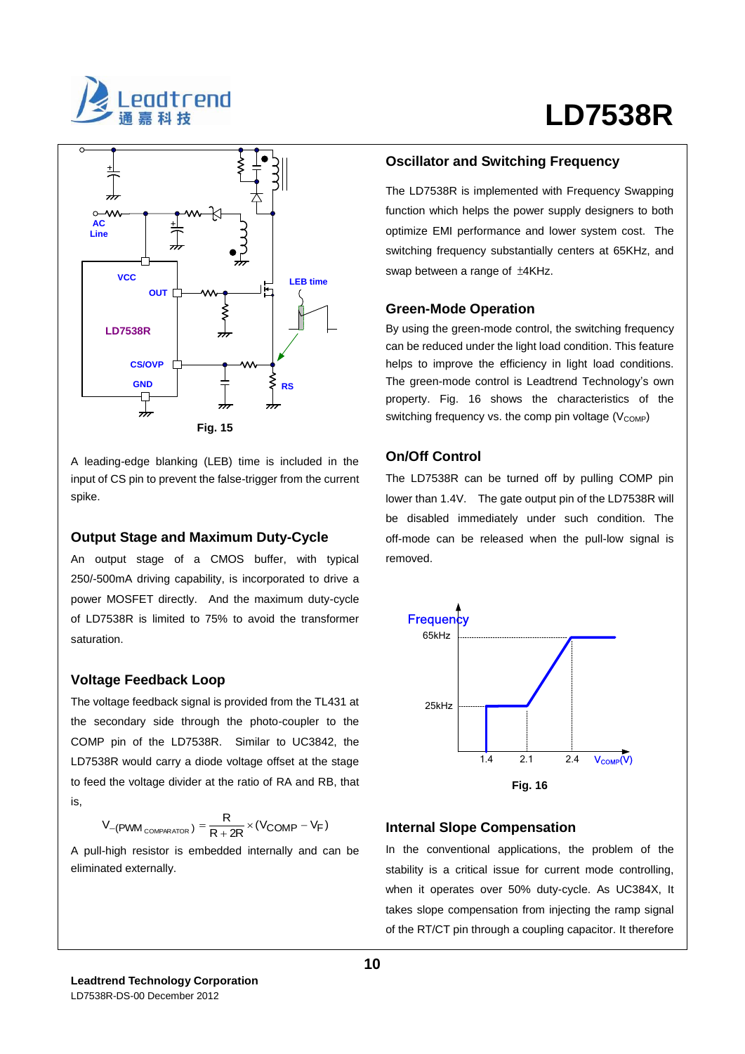Fig. 15

A leading-edge blanking (LEB) time is included in the input of CS pin to prevent the false-trigger from the current spike.

## Output Stage and Maximum Duty-Cycle

An output stage of a CMOS buffer, with typical 250/-500mA driving capability, is incorporated to drive a power MOSFET directly. And the maximum duty-cycle of LD7538R is limited to 75% to avoid the transformer saturation.

## Voltage Feedback Loop

The voltage feedback signal is provided from the TL431 at the secondary side through the photo-coupler to the COMP pin of the LD7538R. Similar to UC3842, the LD7538R would carry a diode voltage offset at the stage to feed the voltage divider at the ratio of RA and RB, that is,

$$V_{-(PWM\ COMPARATOR)} = \frac{R}{R+2R} \times (V_{COMP} - V_F)$$

A pull-high resistor is embedded internally and can be eliminated externally.

## Oscillator and Switching Frequency

The LD7538R is implemented with Frequency Swapping function which helps the power supply designers to both optimize EMI performance and lower system cost. The switching frequency substantially centers at 65KHz, and swap between a range of ±4KHz.

## Green-Mode Operation

By using the green-mode control, the switching frequency can be reduced under the light load condition. This feature helps to improve the efficiency in light load conditions. The green-mode control is Leadtrend Technology's own property. Fig. 16 shows the characteristics of the switching frequency vs. the comp pin voltage ($V_{COMP}$)

## On/Off Control

The LD7538R can be turned off by pulling COMP pin lower than 1.4V. The gate output pin of the LD7538R will be disabled immediately under such condition. The off-mode can be released when the pull-low signal is removed.

Fig. 16

## Internal Slope Compensation

In the conventional applications, the problem of the stability is a critical issue for current mode controlling, when it operates over 50% duty-cycle. As UC384X, It takes slope compensation from injecting the ramp signal of the RT/CT pin through a coupling capacitor. It therefore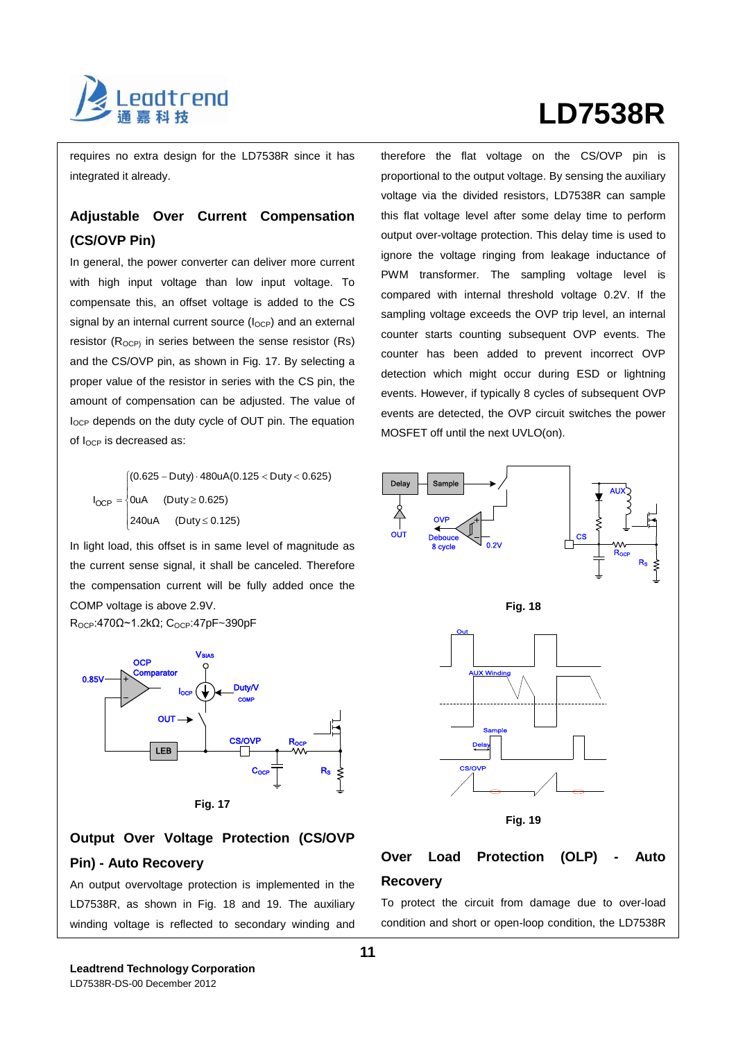requires no extra design for the LD7538R since it has integrated it already.

## Adjustable Over Current Compensation (CS/OVP Pin)

In general, the power converter can deliver more current with high input voltage than low input voltage. To compensate this, an offset voltage is added to the CS signal by an internal current source ($I_{OCP}$) and an external resistor ($R_{OCP}$) in series between the sense resistor (Rs) and the CS/OVP pin, as shown in Fig. 17. By selecting a proper value of the resistor in series with the CS pin, the amount of compensation can be adjusted. The value of $I_{OCP}$ depends on the duty cycle of OUT pin. The equation of $I_{OCP}$ is decreased as:

$$I_{OCP} = \begin{cases} (0.625 - \text{Duty}) \cdot 480\text{uA} & (0.125 < \text{Duty} < 0.625) \\ 0\text{uA} & (\text{Duty} \geq 0.625) \\ 240\text{uA} & (\text{Duty} \leq 0.125) \end{cases}$$

In light load, this offset is in same level of magnitude as the current sense signal, it shall be canceled. Therefore the compensation current will be fully added once the COMP voltage is above 2.9V.

$R_{OCP}$:470Ω~1.2kΩ; $C_{OCP}$:47pF~390pF

Fig. 17

## Output Over Voltage Protection (CS/OVP Pin) - Auto Recovery

An output overvoltage protection is implemented in the LD7538R, as shown in Fig. 18 and 19. The auxiliary winding voltage is reflected to secondary winding and therefore the flat voltage on the CS/OVP pin is proportional to the output voltage. By sensing the auxiliary voltage via the divided resistors, LD7538R can sample this flat voltage level after some delay time to perform output over-voltage protection. This delay time is used to ignore the voltage ringing from leakage inductance of PWM transformer. The sampling voltage level is compared with internal threshold voltage 0.2V. If the sampling voltage exceeds the OVP trip level, an internal counter starts counting subsequent OVP events. The counter has been added to prevent incorrect OVP detection which might occur during ESD or lightning events. However, if typically 8 cycles of subsequent OVP events are detected, the OVP circuit switches the power MOSFET off until the next UVLO(on).

Fig. 18

Fig. 19

## Over Load Protection (OLP) - Auto Recovery

To protect the circuit from damage due to over-load condition and short or open-loop condition, the LD7538R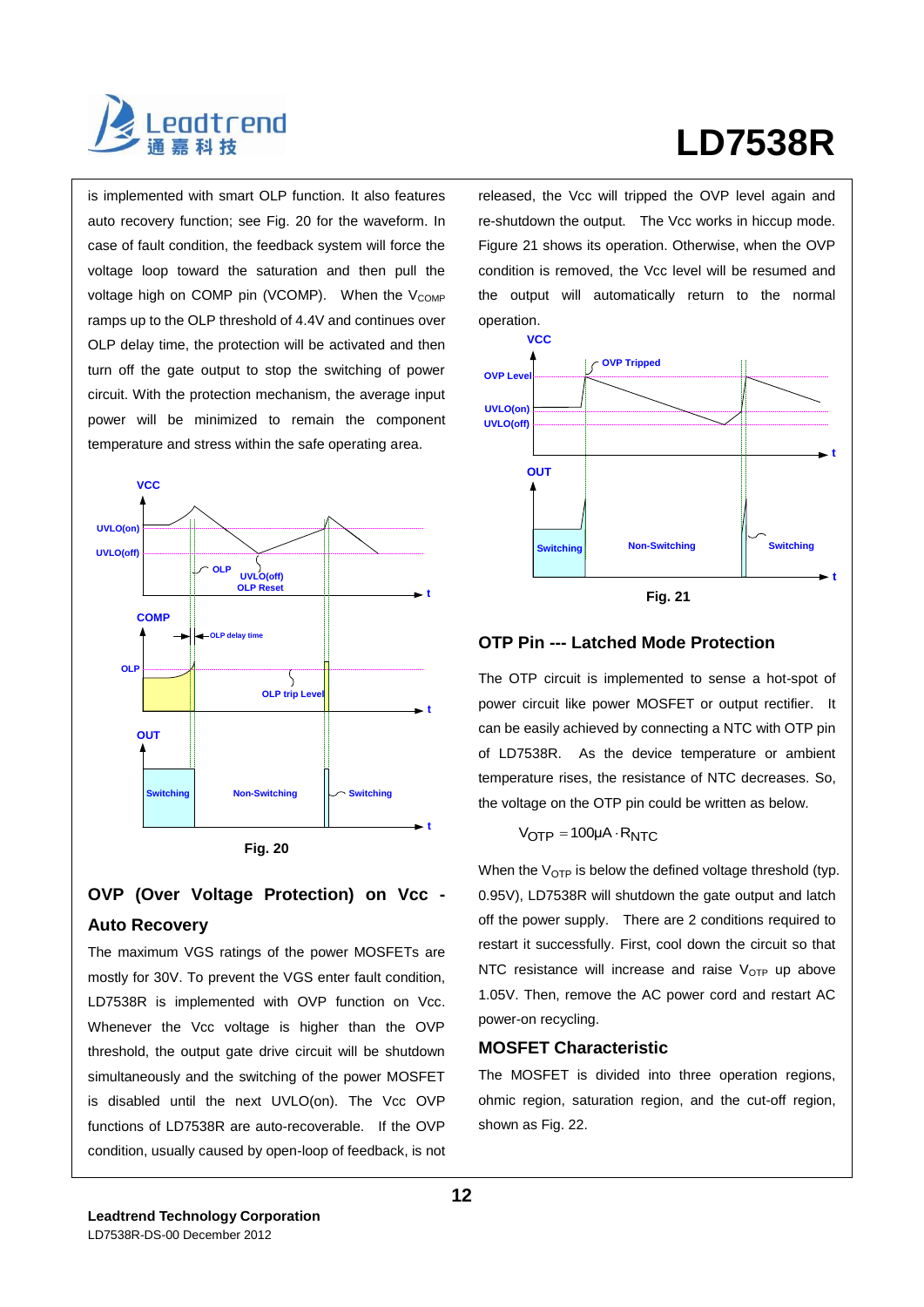is implemented with smart OLP function. It also features auto recovery function; see Fig. 20 for the waveform. In case of fault condition, the feedback system will force the voltage loop toward the saturation and then pull the voltage high on COMP pin (VCOMP). When the $V_{COMP}$ ramps up to the OLP threshold of 4.4V and continues over OLP delay time, the protection will be activated and then turn off the gate output to stop the switching of power circuit. With the protection mechanism, the average input power will be minimized to remain the component temperature and stress within the safe operating area.

Fig. 20

## OVP (Over Voltage Protection) on Vcc - Auto Recovery

The maximum VGS ratings of the power MOSFETs are mostly for 30V. To prevent the VGS enter fault condition, LD7538R is implemented with OVP function on Vcc. Whenever the Vcc voltage is higher than the OVP threshold, the output gate drive circuit will be shutdown simultaneously and the switching of the power MOSFET is disabled until the next UVLO(on). The Vcc OVP functions of LD7538R are auto-recoverable. If the OVP condition, usually caused by open-loop of feedback, is not released, the Vcc will tripped the OVP level again and re-shutdown the output. The Vcc works in hiccup mode. Figure 21 shows its operation. Otherwise, when the OVP condition is removed, the Vcc level will be resumed and the output will automatically return to the normal operation.

Fig. 21

## OTP Pin --- Latched Mode Protection

The OTP circuit is implemented to sense a hot-spot of power circuit like power MOSFET or output rectifier. It can be easily achieved by connecting a NTC with OTP pin of LD7538R. As the device temperature or ambient temperature rises, the resistance of NTC decreases. So, the voltage on the OTP pin could be written as below.

$$V_{OTP} = 100\mu A \cdot R_{NTC}$$

When the $V_{OTP}$ is below the defined voltage threshold (typ. 0.95V), LD7538R will shutdown the gate output and latch off the power supply. There are 2 conditions required to restart it successfully. First, cool down the circuit so that NTC resistance will increase and raise $V_{OTP}$ up above 1.05V. Then, remove the AC power cord and restart AC power-on recycling.

## MOSFET Characteristic

The MOSFET is divided into three operation regions, ohmic region, saturation region, and the cut-off region, shown as Fig. 22.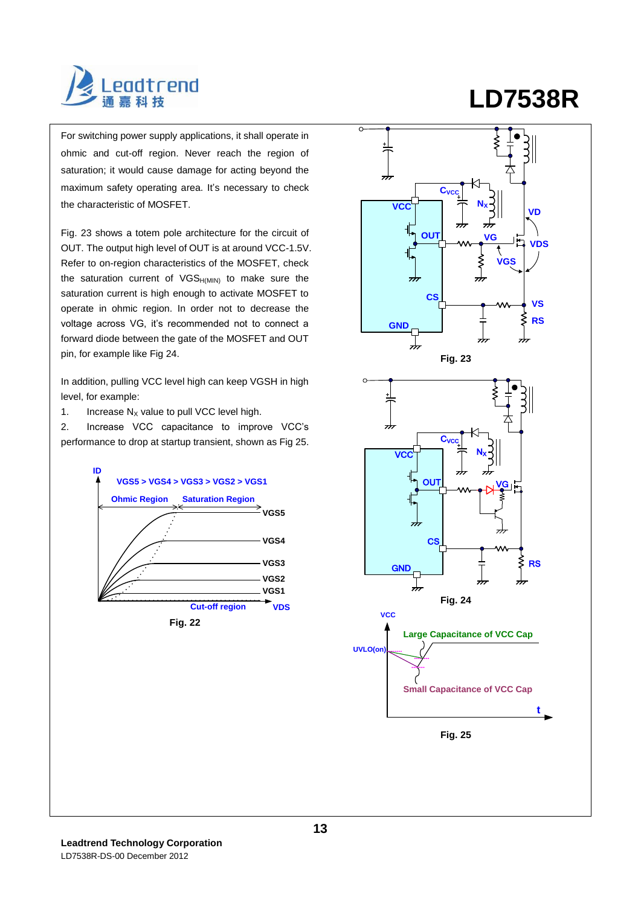For switching power supply applications, it shall operate in ohmic and cut-off region. Never reach the region of saturation; it would cause damage for acting beyond the maximum safety operating area. It's necessary to check the characteristic of MOSFET.

Fig. 23 shows a totem pole architecture for the circuit of OUT. The output high level of OUT is at around VCC-1.5V. Refer to on-region characteristics of the MOSFET, check the saturation current of $VGS_{H(MIN)}$ to make sure the saturation current is high enough to activate MOSFET to operate in ohmic region. In order not to decrease the voltage across VG, it's recommended not to connect a forward diode between the gate of the MOSFET and OUT pin, for example like Fig 24.

In addition, pulling VCC level high can keep VGSH in high level, for example:

1. Increase $N_X$ value to pull VCC level high.
2. Increase VCC capacitance to improve VCC's performance to drop at startup transient, shown as Fig 25.

Fig. 22

Fig. 23

Fig. 24

Fig. 25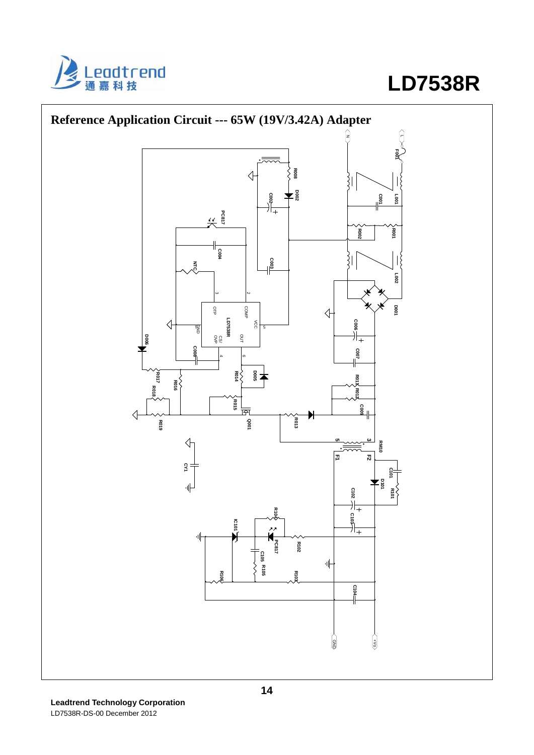## Reference Application Circuit --- 65W (19V/3.42A) Adapter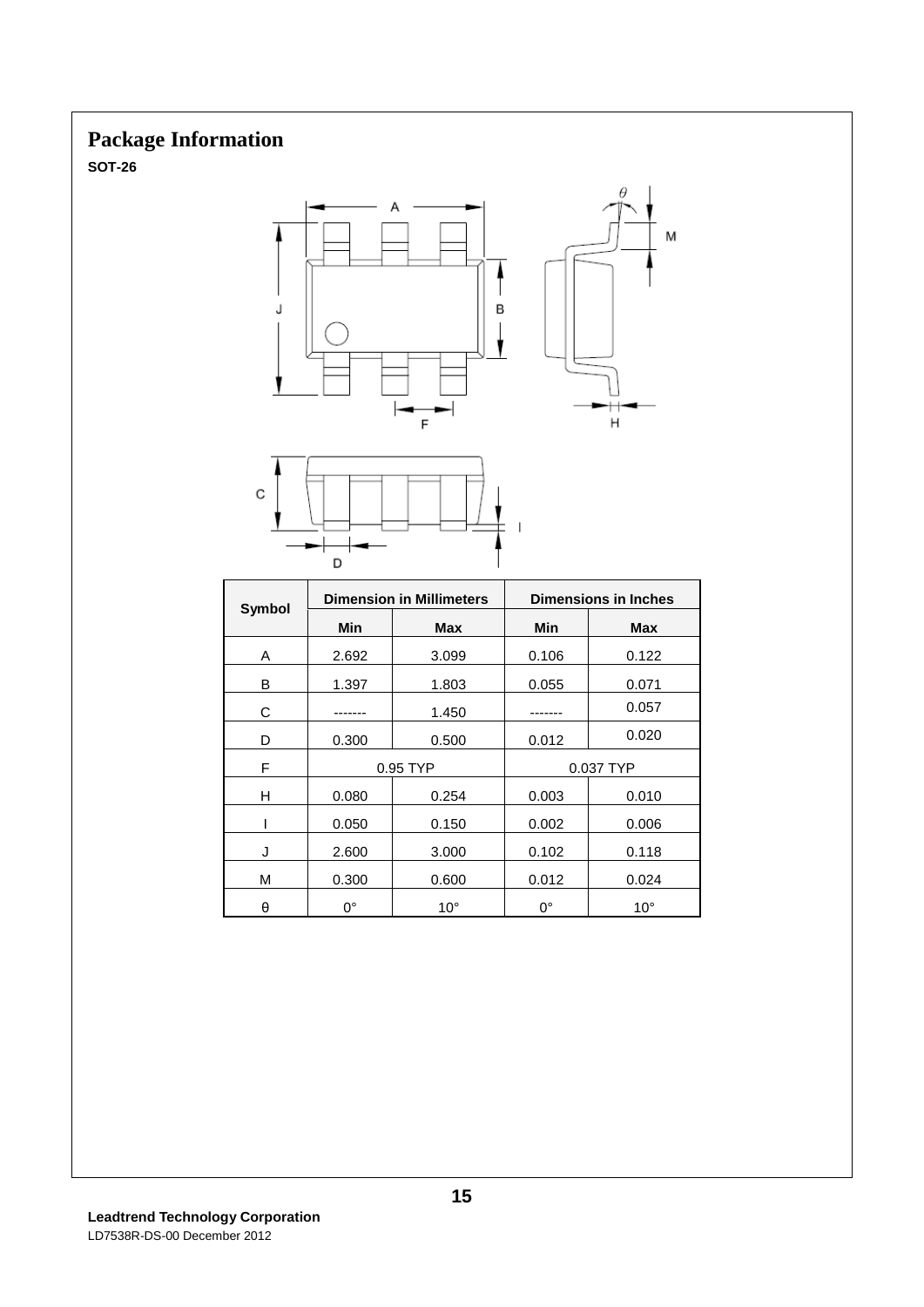# Package Information

**SOT-26**

| Symbol | Dimension in Millimeters | | Dimensions in Inches | |
|---|---|---|---|---|
| | Min | Max | Min | Max |
| A | 2.692 | 3.099 | 0.106 | 0.122 |
| B | 1.397 | 1.803 | 0.055 | 0.071 |
| C | ------- | 1.450 | ------- | 0.057 |
| D | 0.300 | 0.500 | 0.012 | 0.020 |
| F | 0.95 TYP | | 0.037 TYP | |
| H | 0.080 | 0.254 | 0.003 | 0.010 |
| I | 0.050 | 0.150 | 0.002 | 0.006 |
| J | 2.600 | 3.000 | 0.102 | 0.118 |
| M | 0.300 | 0.600 | 0.012 | 0.024 |
| θ | 0° | 10° | 0° | 10° |

**Leadtrend Technology Corporation**

LD7538R-DS-00 December 2012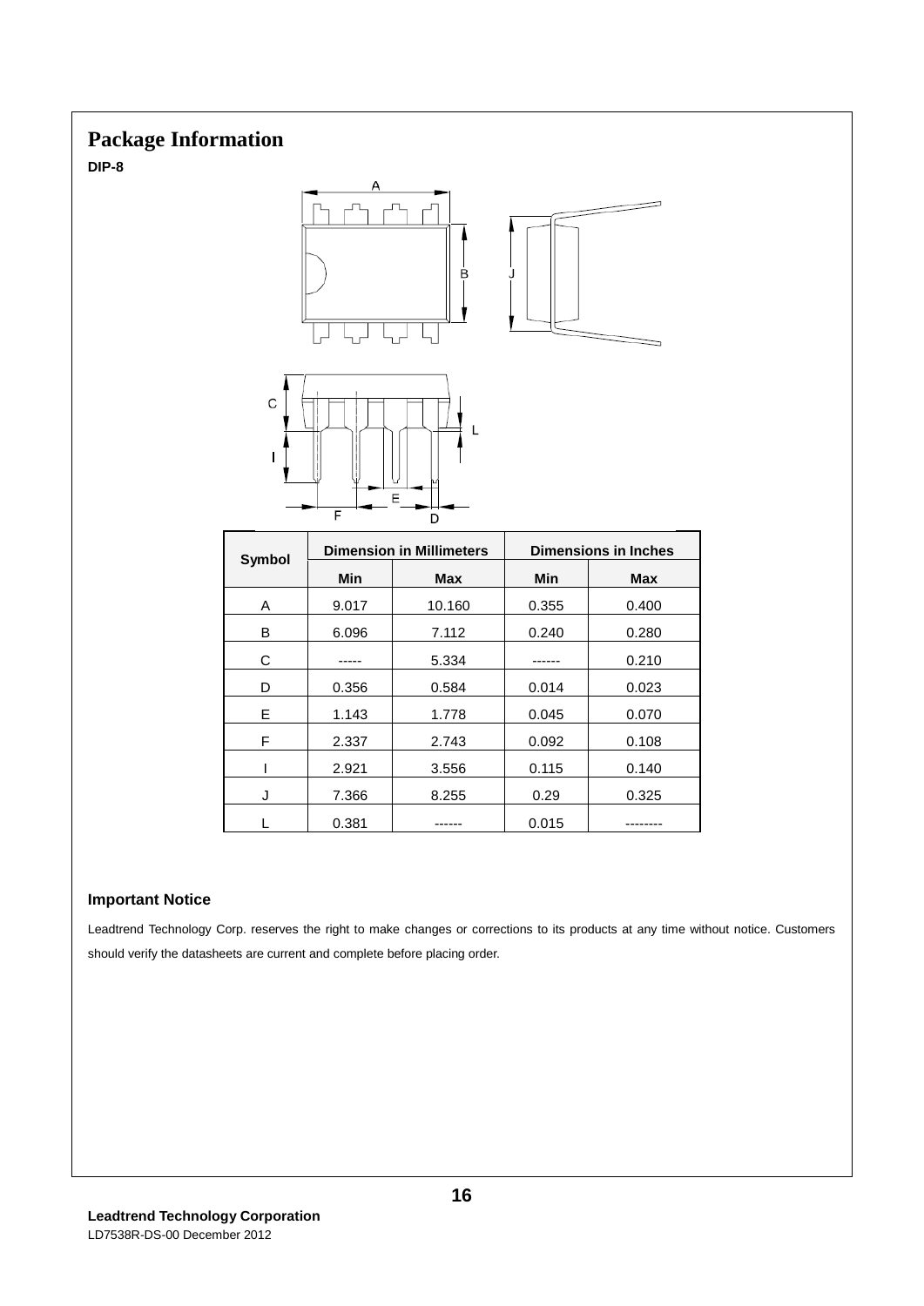# Package Information

**DIP-8**

| Symbol | Dimension in Millimeters | | Dimensions in Inches | |
|---|---|---|---|---|
| | Min | Max | Min | Max |
| A | 9.017 | 10.160 | 0.355 | 0.400 |
| B | 6.096 | 7.112 | 0.240 | 0.280 |
| C | ----- | 5.334 | ------ | 0.210 |
| D | 0.356 | 0.584 | 0.014 | 0.023 |
| E | 1.143 | 1.778 | 0.045 | 0.070 |
| F | 2.337 | 2.743 | 0.092 | 0.108 |
| I | 2.921 | 3.556 | 0.115 | 0.140 |
| J | 7.366 | 8.255 | 0.29 | 0.325 |
| L | 0.381 | ------ | 0.015 | -------- |

### Important Notice

Leadtrend Technology Corp. reserves the right to make changes or corrections to its products at any time without notice. Customers should verify the datasheets are current and complete before placing order.

**Leadtrend Technology Corporation**
LD7538R-DS-00 December 2012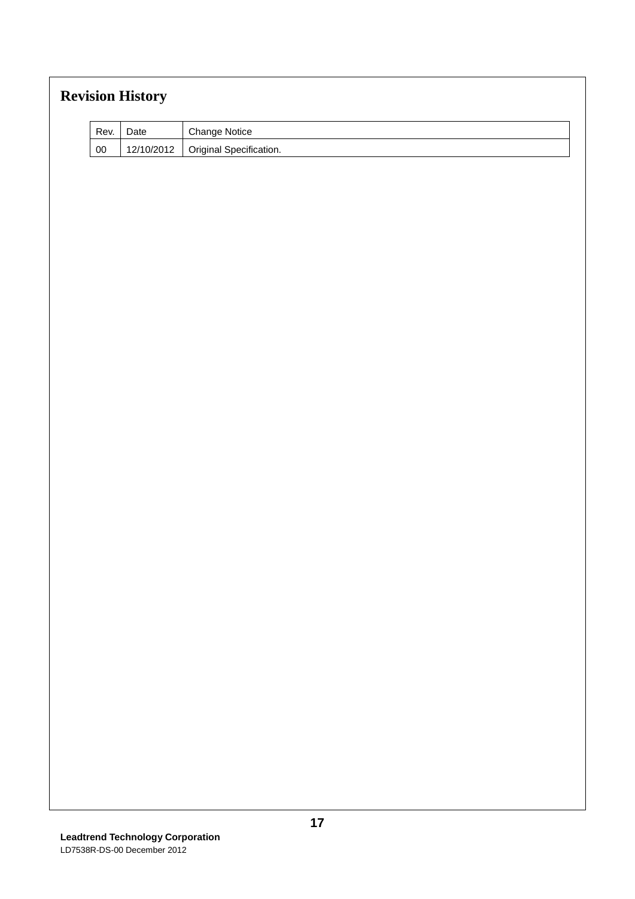## Revision History

| Rev. | Date | Change Notice |
|---|---|---|
| 00 | 12/10/2012 | Original Specification. |